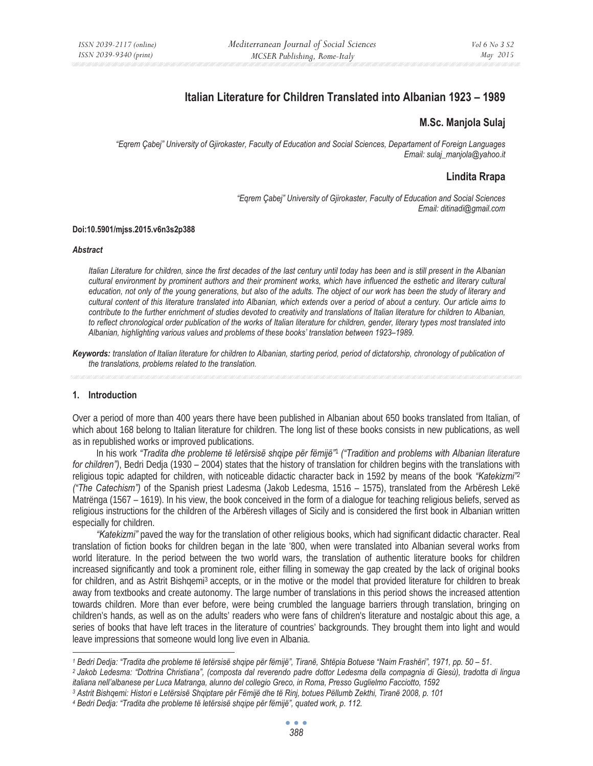# Italian Literature for Children Translated into Albanian 1923 – 1989

**M.Sc. Manjola Sulaj**

*"Eqrem Çabej" University of Gjirokaster, Faculty of Education and Social Sciences, Departament of Foreign Languages*
*Email: sulaj_manjola@yahoo.it*

**Lindita Rrapa**

*"Eqrem Çabej" University of Gjirokaster, Faculty of Education and Social Sciences*
*Email: ditinadi@gmail.com*

**Doi:10.5901/mjss.2015.v6n3s2p388**

***Abstract***

*Italian Literature for children, since the first decades of the last century until today has been and is still present in the Albanian cultural environment by prominent authors and their prominent works, which have influenced the esthetic and literary cultural education, not only of the young generations, but also of the adults. The object of our work has been the study of literary and cultural content of this literature translated into Albanian, which extends over a period of about a century. Our article aims to contribute to the further enrichment of studies devoted to creativity and translations of Italian literature for children to Albanian, to reflect chronological order publication of the works of Italian literature for children, gender, literary types most translated into Albanian, highlighting various values and problems of these books' translation between 1923–1989.*

***Keywords:*** *translation of Italian literature for children to Albanian, starting period, period of dictatorship, chronology of publication of the translations, problems related to the translation.*

## 1. Introduction

Over a period of more than 400 years there have been published in Albanian about 650 books translated from Italian, of which about 168 belong to Italian literature for children. The long list of these books consists in new publications, as well as in republished works or improved publications.

In his work *"Tradita dhe probleme të letërsisë shqipe për fëmijë"*[1] *("Tradition and problems with Albanian literature for children")*, Bedri Dedja (1930 – 2004) states that the history of translation for children begins with the translations with religious topic adapted for children, with noticeable didactic character back in 1592 by means of the book *"Katekizmi"*[2] *("The Catechism")* of the Spanish priest Ladesma (Jakob Ledesma, 1516 – 1575), translated from the Arbëresh Lekë Matrënga (1567 – 1619). In his view, the book conceived in the form of a dialogue for teaching religious beliefs, served as religious instructions for the children of the Arbëresh villages of Sicily and is considered the first book in Albanian written especially for children.

*"Katekizmi"* paved the way for the translation of other religious books, which had significant didactic character. Real translation of fiction books for children began in the late '800, when were translated into Albanian several works from world literature. In the period between the two world wars, the translation of authentic literature books for children increased significantly and took a prominent role, either filling in someway the gap created by the lack of original books for children, and as Astrit Bishqemi[3] accepts, or in the motive or the model that provided literature for children to break away from textbooks and create autonomy. The large number of translations in this period shows the increased attention towards children. More than ever before, were being crumbled the language barriers through translation, bringing on children's hands, as well as on the adults' readers who were fans of children's literature and nostalgic about this age, a series of books that have left traces in the literature of countries' backgrounds. They brought them into light and would leave impressions that someone would long live even in Albania.

---

[1] *Bedri Dedja: "Tradita dhe probleme të letërsisë shqipe për fëmijë", Tiranë, Shtëpia Botuese "Naim Frashëri", 1971, pp. 50 – 51.*

[2] *Jakob Ledesma: "Dottrina Christiana", (composta dal reverendo padre dottor Ledesma della compagnia di Giesù), tradotta di lingua italiana nell'albanese per Luca Matranga, alunno del collegio Greco, in Roma, Presso Guglielmo Facciotto, 1592*

[3] *Astrit Bishqemi: Histori e Letërsisë Shqiptare për Fëmijë dhe të Rinj, botues Pëllumb Zekthi, Tiranë 2008, p. 101*

[4] *Bedri Dedja: "Tradita dhe probleme të letërsisë shqipe për fëmijë", quated work, p. 112.*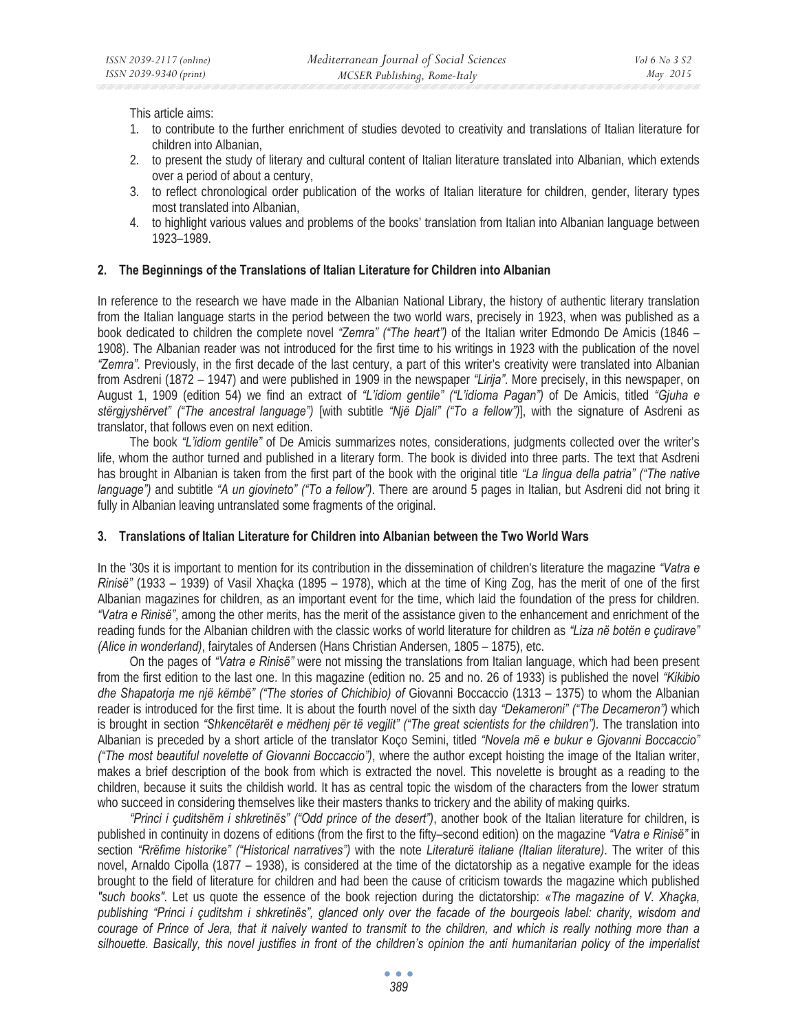This article aims:

1. to contribute to the further enrichment of studies devoted to creativity and translations of Italian literature for children into Albanian,
2. to present the study of literary and cultural content of Italian literature translated into Albanian, which extends over a period of about a century,
3. to reflect chronological order publication of the works of Italian literature for children, gender, literary types most translated into Albanian,
4. to highlight various values and problems of the books' translation from Italian into Albanian language between 1923–1989.

## 2. The Beginnings of the Translations of Italian Literature for Children into Albanian

In reference to the research we have made in the Albanian National Library, the history of authentic literary translation from the Italian language starts in the period between the two world wars, precisely in 1923, when was published as a book dedicated to children the complete novel *"Zemra" ("The heart")* of the Italian writer Edmondo De Amicis (1846 – 1908). The Albanian reader was not introduced for the first time to his writings in 1923 with the publication of the novel *"Zemra"*. Previously, in the first decade of the last century, a part of this writer's creativity were translated into Albanian from Asdreni (1872 – 1947) and were published in 1909 in the newspaper *"Lirija"*. More precisely, in this newspaper, on August 1, 1909 (edition 54) we find an extract of *"L'idiom gentile" ("L'idioma Pagan")* of De Amicis, titled *"Gjuha e stërgjyshërvet" ("The ancestral language")* [with subtitle *"Një Djali" ("To a fellow")*], with the signature of Asdreni as translator, that follows even on next edition.

The book *"L'idiom gentile"* of De Amicis summarizes notes, considerations, judgments collected over the writer's life, whom the author turned and published in a literary form. The book is divided into three parts. The text that Asdreni has brought in Albanian is taken from the first part of the book with the original title *"La lingua della patria" ("The native language")* and subtitle *"A un giovineto" ("To a fellow")*. There are around 5 pages in Italian, but Asdreni did not bring it fully in Albanian leaving untranslated some fragments of the original.

## 3. Translations of Italian Literature for Children into Albanian between the Two World Wars

In the '30s it is important to mention for its contribution in the dissemination of children's literature the magazine *"Vatra e Rinisë"* (1933 – 1939) of Vasil Xhaçka (1895 – 1978), which at the time of King Zog, has the merit of one of the first Albanian magazines for children, as an important event for the time, which laid the foundation of the press for children. *"Vatra e Rinisë"*, among the other merits, has the merit of the assistance given to the enhancement and enrichment of the reading funds for the Albanian children with the classic works of world literature for children as *"Liza në botën e çudirave" (Alice in wonderland)*, fairytales of Andersen (Hans Christian Andersen, 1805 – 1875), etc.

On the pages of *"Vatra e Rinisë"* were not missing the translations from Italian language, which had been present from the first edition to the last one. In this magazine (edition no. 25 and no. 26 of 1933) is published the novel *"Kikibio dhe Shapatorja me një këmbë" ("The stories of Chichibìo) of* Giovanni Boccaccio (1313 – 1375) to whom the Albanian reader is introduced for the first time. It is about the fourth novel of the sixth day *"Dekameroni" ("The Decameron")* which is brought in section *"Shkencëtarët e mëdhenj për të vegjlit" ("The great scientists for the children")*. The translation into Albanian is preceded by a short article of the translator Koço Semini, titled *"Novela më e bukur e Gjovanni Boccaccio" ("The most beautiful novelette of Giovanni Boccaccio")*, where the author except hoisting the image of the Italian writer, makes a brief description of the book from which is extracted the novel. This novelette is brought as a reading to the children, because it suits the childish world. It has as central topic the wisdom of the characters from the lower stratum who succeed in considering themselves like their masters thanks to trickery and the ability of making quirks.

*"Princi i çuditshëm i shkretinës" ("Odd prince of the desert")*, another book of the Italian literature for children, is published in continuity in dozens of editions (from the first to the fifty–second edition) on the magazine *"Vatra e Rinisë"* in section *"Rrëfime historike" ("Historical narratives")* with the note *Literaturë italiane (Italian literature)*. The writer of this novel, Arnaldo Cipolla (1877 – 1938), is considered at the time of the dictatorship as a negative example for the ideas brought to the field of literature for children and had been the cause of criticism towards the magazine which published *"such books"*. Let us quote the essence of the book rejection during the dictatorship: *«The magazine of V. Xhaçka, publishing "Princi i çuditshm i shkretinës", glanced only over the facade of the bourgeois label: charity, wisdom and courage of Prince of Jera, that it naively wanted to transmit to the children, and which is really nothing more than a silhouette. Basically, this novel justifies in front of the children's opinion the anti humanitarian policy of the imperialist*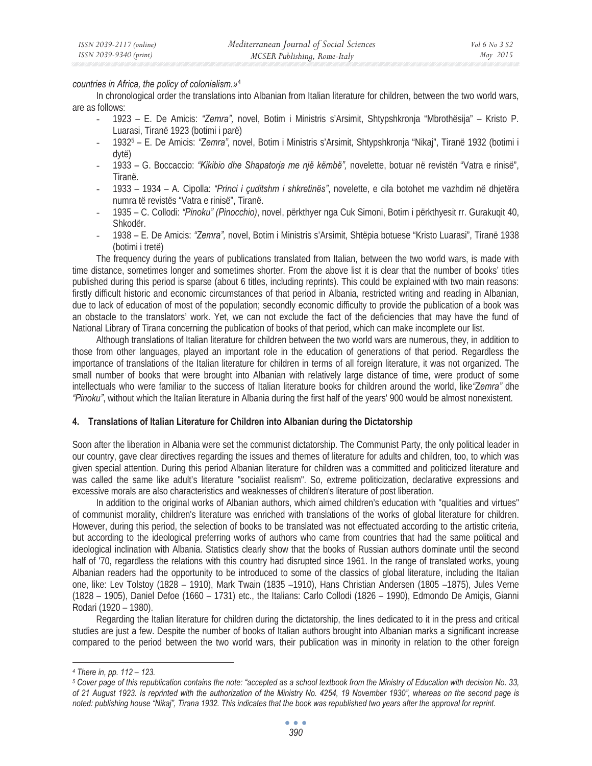*countries in Africa, the policy of colonialism.»*[4]

In chronological order the translations into Albanian from Italian literature for children, between the two world wars, are as follows:

- 1923 – E. De Amicis: *"Zemra"*, novel, Botim i Ministris s'Arsimit, Shtypshkronja "Mbrothësija" – Kristo P. Luarasi, Tiranë 1923 (botimi i parë)
- 1932[5] – E. De Amicis: *"Zemra"*, novel, Botim i Ministris s'Arsimit, Shtypshkronja "Nikaj", Tiranë 1932 (botimi i dytë)
- 1933 – G. Boccaccio: *"Kikibio dhe Shapatorja me një këmbë"*, novelette, botuar në revistën "Vatra e rinisë", Tiranë.
- 1933 – 1934 – A. Cipolla: *"Princi i çuditshm i shkretinës"*, novelette, e cila botohet me vazhdim në dhjetëra numra të revistës "Vatra e rinisë", Tiranë.
- 1935 – C. Collodi: *"Pinoku" (Pinocchio)*, novel, përkthyer nga Cuk Simoni, Botim i përkthyesit rr. Gurakuqit 40, Shkodër.
- 1938 – E. De Amicis: *"Zemra"*, novel, Botim i Ministris s'Arsimit, Shtëpia botuese "Kristo Luarasi", Tiranë 1938 (botimi i tretë)

The frequency during the years of publications translated from Italian, between the two world wars, is made with time distance, sometimes longer and sometimes shorter. From the above list it is clear that the number of books' titles published during this period is sparse (about 6 titles, including reprints). This could be explained with two main reasons: firstly difficult historic and economic circumstances of that period in Albania, restricted writing and reading in Albanian, due to lack of education of most of the population; secondly economic difficulty to provide the publication of a book was an obstacle to the translators' work. Yet, we can not exclude the fact of the deficiencies that may have the fund of National Library of Tirana concerning the publication of books of that period, which can make incomplete our list.

Although translations of Italian literature for children between the two world wars are numerous, they, in addition to those from other languages, played an important role in the education of generations of that period. Regardless the importance of translations of the Italian literature for children in terms of all foreign literature, it was not organized. The small number of books that were brought into Albanian with relatively large distance of time, were product of some intellectuals who were familiar to the success of Italian literature books for children around the world, like*"Zemra"* dhe *"Pinoku"*, without which the Italian literature in Albania during the first half of the years' 900 would be almost nonexistent.

## 4. Translations of Italian Literature for Children into Albanian during the Dictatorship

Soon after the liberation in Albania were set the communist dictatorship. The Communist Party, the only political leader in our country, gave clear directives regarding the issues and themes of literature for adults and children, too, to which was given special attention. During this period Albanian literature for children was a committed and politicized literature and was called the same like adult's literature "socialist realism". So, extreme politicization, declarative expressions and excessive morals are also characteristics and weaknesses of children's literature of post liberation.

In addition to the original works of Albanian authors, which aimed children's education with "qualities and virtues" of communist morality, children's literature was enriched with translations of the works of global literature for children. However, during this period, the selection of books to be translated was not effectuated according to the artistic criteria, but according to the ideological preferring works of authors who came from countries that had the same political and ideological inclination with Albania. Statistics clearly show that the books of Russian authors dominate until the second half of '70, regardless the relations with this country had disrupted since 1961. In the range of translated works, young Albanian readers had the opportunity to be introduced to some of the classics of global literature, including the Italian one, like: Lev Tolstoy (1828 – 1910), Mark Twain (1835 –1910), Hans Christian Andersen (1805 –1875), Jules Verne (1828 – 1905), Daniel Defoe (1660 – 1731) etc., the Italians: Carlo Collodi (1826 – 1990), Edmondo De Amiçis, Gianni Rodari (1920 – 1980).

Regarding the Italian literature for children during the dictatorship, the lines dedicated to it in the press and critical studies are just a few. Despite the number of books of Italian authors brought into Albanian marks a significant increase compared to the period between the two world wars, their publication was in minority in relation to the other foreign

---

[4] *There in, pp. 112 – 123.*

[5] *Cover page of this republication contains the note: "accepted as a school textbook from the Ministry of Education with decision No. 33, of 21 August 1923. Is reprinted with the authorization of the Ministry No. 4254, 19 November 1930", whereas on the second page is noted: publishing house "Nikaj", Tirana 1932. This indicates that the book was republished two years after the approval for reprint.*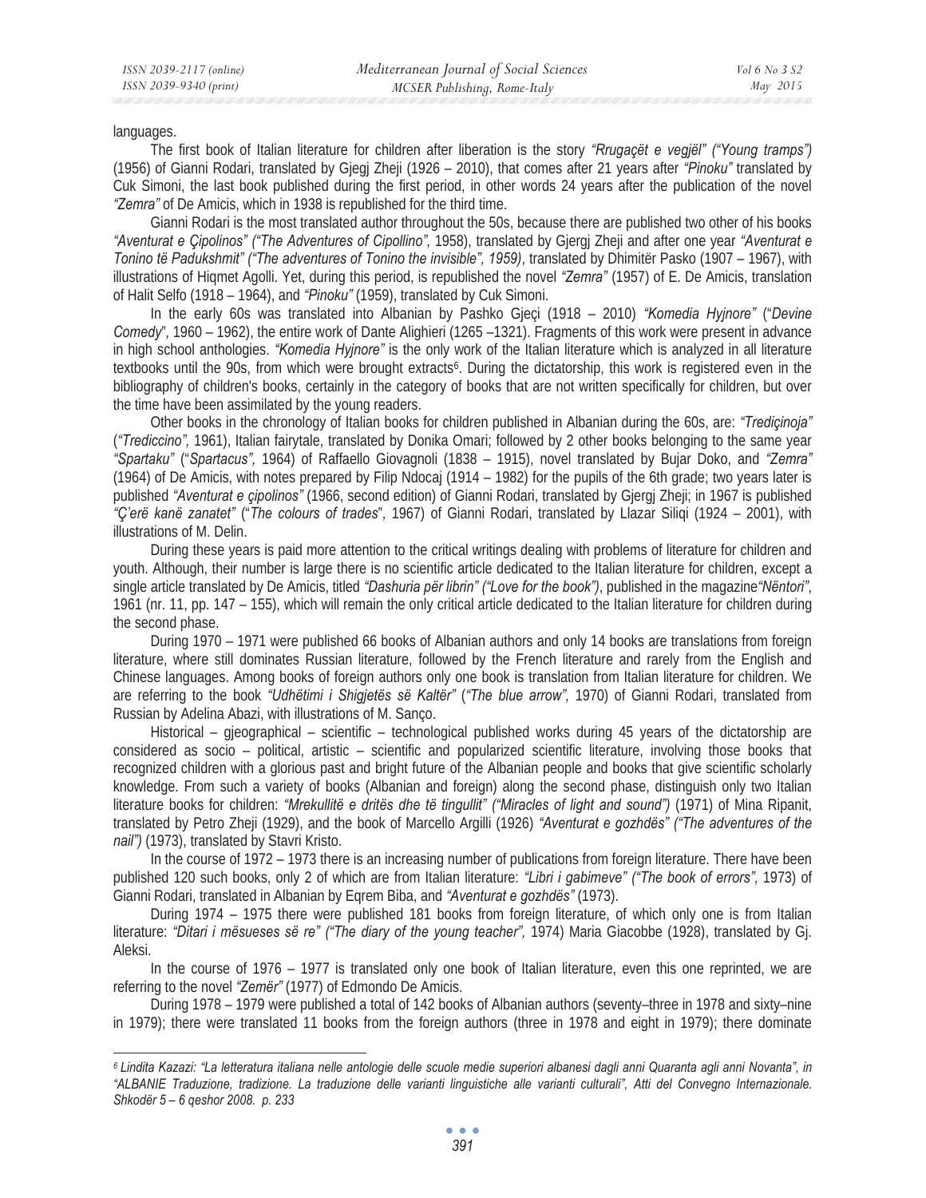languages.

The first book of Italian literature for children after liberation is the story *"Rrugaçët e vegjël" ("Young tramps")* (1956) of Gianni Rodari, translated by Gjegj Zheji (1926 – 2010), that comes after 21 years after *"Pinoku"* translated by Cuk Simoni, the last book published during the first period, in other words 24 years after the publication of the novel *"Zemra"* of De Amicis, which in 1938 is republished for the third time.

Gianni Rodari is the most translated author throughout the 50s, because there are published two other of his books *"Aventurat e Çipolinos" ("The Adventures of Cipollino",* 1958), translated by Gjergj Zheji and after one year *"Aventurat e Tonino të Padukshmit" ("The adventures of Tonino the invisible", 1959)*, translated by Dhimitër Pasko (1907 – 1967), with illustrations of Hiqmet Agolli. Yet, during this period, is republished the novel *"Zemra"* (1957) of E. De Amicis, translation of Halit Selfo (1918 – 1964), and *"Pinoku"* (1959), translated by Cuk Simoni.

In the early 60s was translated into Albanian by Pashko Gjeçi (1918 – 2010) *"Komedia Hyjnore"* ("*Devine Comedy*", 1960 – 1962), the entire work of Dante Alighieri (1265 –1321). Fragments of this work were present in advance in high school anthologies. *"Komedia Hyjnore"* is the only work of the Italian literature which is analyzed in all literature textbooks until the 90s, from which were brought extracts[6]. During the dictatorship, this work is registered even in the bibliography of children's books, certainly in the category of books that are not written specifically for children, but over the time have been assimilated by the young readers.

Other books in the chronology of Italian books for children published in Albanian during the 60s, are: *"Trediçinoja"* (*"Trediccino",* 1961), Italian fairytale, translated by Donika Omari; followed by 2 other books belonging to the same year *"Spartaku"* ("*Spartacus",* 1964) of Raffaello Giovagnoli (1838 – 1915), novel translated by Bujar Doko, and *"Zemra"* (1964) of De Amicis, with notes prepared by Filip Ndocaj (1914 – 1982) for the pupils of the 6th grade; two years later is published *"Aventurat e çipolinos"* (1966, second edition) of Gianni Rodari, translated by Gjergj Zheji; in 1967 is published *"Ç'erë kanë zanatet"* ("*The colours of trades*", 1967) of Gianni Rodari, translated by Llazar Siliqi (1924 – 2001), with illustrations of M. Delin.

During these years is paid more attention to the critical writings dealing with problems of literature for children and youth. Although, their number is large there is no scientific article dedicated to the Italian literature for children, except a single article translated by De Amicis, titled *"Dashuria për librin" ("Love for the book")*, published in the magazine *"Nëntori"*, 1961 (nr. 11, pp. 147 – 155), which will remain the only critical article dedicated to the Italian literature for children during the second phase.

During 1970 – 1971 were published 66 books of Albanian authors and only 14 books are translations from foreign literature, where still dominates Russian literature, followed by the French literature and rarely from the English and Chinese languages. Among books of foreign authors only one book is translation from Italian literature for children. We are referring to the book *"Udhëtimi i Shigjetës së Kaltër"* (*"The blue arrow",* 1970) of Gianni Rodari, translated from Russian by Adelina Abazi, with illustrations of M. Sanço.

Historical – gjeographical – scientific – technological published works during 45 years of the dictatorship are considered as socio – political, artistic – scientific and popularized scientific literature, involving those books that recognized children with a glorious past and bright future of the Albanian people and books that give scientific scholarly knowledge. From such a variety of books (Albanian and foreign) along the second phase, distinguish only two Italian literature books for children: *"Mrekullitë e dritës dhe të tingullit" ("Miracles of light and sound")* (1971) of Mina Ripanit, translated by Petro Zheji (1929), and the book of Marcello Argilli (1926) *"Aventurat e gozhdës" ("The adventures of the nail")* (1973), translated by Stavri Kristo.

In the course of 1972 – 1973 there is an increasing number of publications from foreign literature. There have been published 120 such books, only 2 of which are from Italian literature: *"Libri i gabimeve" ("The book of errors",* 1973) of Gianni Rodari, translated in Albanian by Eqrem Biba, and *"Aventurat e gozhdës"* (1973).

During 1974 – 1975 there were published 181 books from foreign literature, of which only one is from Italian literature: *"Ditari i mësueses së re" ("The diary of the young teacher",* 1974) Maria Giacobbe (1928), translated by Gj. Aleksi.

In the course of 1976 – 1977 is translated only one book of Italian literature, even this one reprinted, we are referring to the novel *"Zemër"* (1977) of Edmondo De Amicis.

During 1978 – 1979 were published a total of 142 books of Albanian authors (seventy–three in 1978 and sixty–nine in 1979); there were translated 11 books from the foreign authors (three in 1978 and eight in 1979); there dominate

---

[6] *Lindita Kazazi: "La letteratura italiana nelle antologie delle scuole medie superiori albanesi dagli anni Quaranta agli anni Novanta", in "ALBANIE Traduzione, tradizione. La traduzione delle varianti linguistiche alle varianti culturali", Atti del Convegno Internazionale. Shkodër 5 – 6 qeshor 2008. p. 233*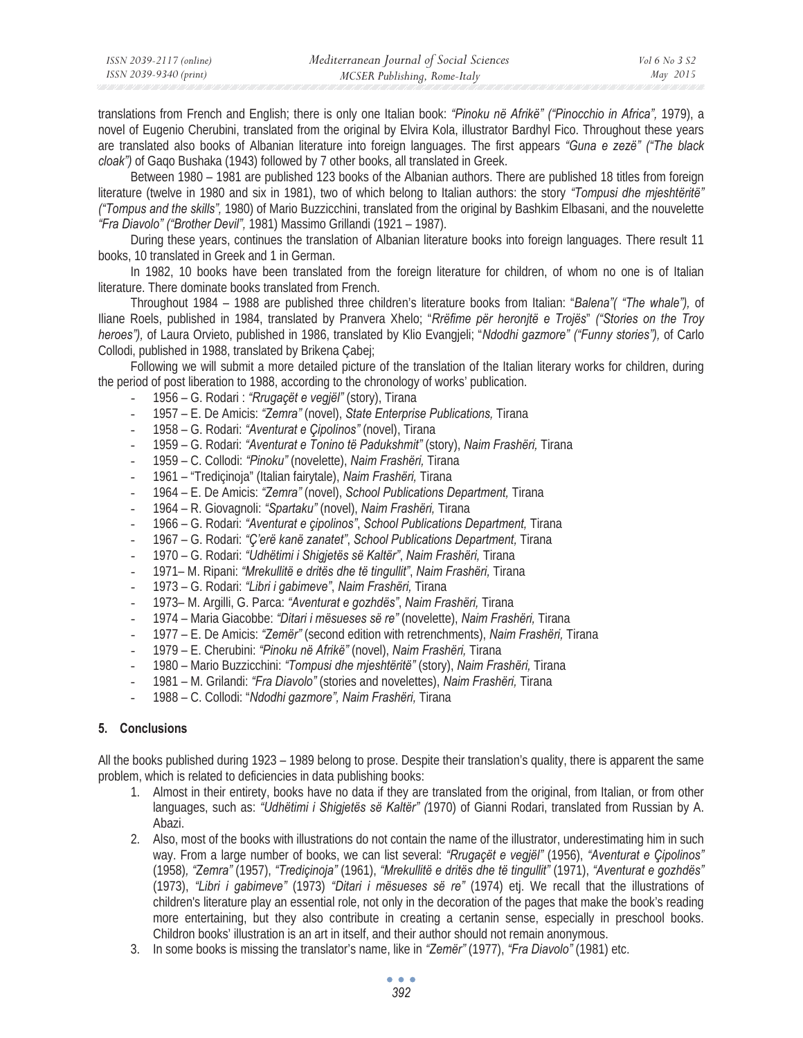translations from French and English; there is only one Italian book: *"Pinoku në Afrikë" ("Pinocchio in Africa",* 1979), a novel of Eugenio Cherubini, translated from the original by Elvira Kola, illustrator Bardhyl Fico. Throughout these years are translated also books of Albanian literature into foreign languages. The first appears *"Guna e zezë" ("The black cloak")* of Gaqo Bushaka (1943) followed by 7 other books, all translated in Greek.

Between 1980 – 1981 are published 123 books of the Albanian authors. There are published 18 titles from foreign literature (twelve in 1980 and six in 1981), two of which belong to Italian authors: the story *"Tompusi dhe mjeshtëritë" ("Tompus and the skills",* 1980) of Mario Buzzicchini, translated from the original by Bashkim Elbasani, and the nouvelette *"Fra Diavolo" ("Brother Devil",* 1981) Massimo Grillandi (1921 – 1987).

During these years, continues the translation of Albanian literature books into foreign languages. There result 11 books, 10 translated in Greek and 1 in German.

In 1982, 10 books have been translated from the foreign literature for children, of whom no one is of Italian literature. There dominate books translated from French.

Throughout 1984 – 1988 are published three children's literature books from Italian: "*Balena"( "The whale"),* of Iliane Roels, published in 1984, translated by Pranvera Xhelo; "*Rrëfime për heronjtë e Trojës*" *("Stories on the Troy heroes"),* of Laura Orvieto, published in 1986, translated by Klio Evangjeli; "*Ndodhi gazmore" ("Funny stories"),* of Carlo Collodi, published in 1988, translated by Brikena Çabej;

Following we will submit a more detailed picture of the translation of the Italian literary works for children, during the period of post liberation to 1988, according to the chronology of works' publication.

- 1956 – G. Rodari : *"Rrugaçët e vegjël"* (story), Tirana
- 1957 – E. De Amicis: *"Zemra"* (novel), *State Enterprise Publications,* Tirana
- 1958 – G. Rodari: *"Aventurat e Çipolinos"* (novel), Tirana
- 1959 – G. Rodari: *"Aventurat e Tonino të Padukshmit"* (story), *Naim Frashëri,* Tirana
- 1959 – C. Collodi: *"Pinoku"* (novelette), *Naim Frashëri,* Tirana
- 1961 – "Trediçinoja" (Italian fairytale), *Naim Frashëri,* Tirana
- 1964 – E. De Amicis: *"Zemra"* (novel), *School Publications Department,* Tirana
- 1964 – R. Giovagnoli: *"Spartaku"* (novel), *Naim Frashëri,* Tirana
- 1966 – G. Rodari: *"Aventurat e çipolinos"*, *School Publications Department,* Tirana
- 1967 – G. Rodari: *"Ç'erë kanë zanatet"*, *School Publications Department,* Tirana
- 1970 – G. Rodari: *"Udhëtimi i Shigjetës së Kaltër"*, *Naim Frashëri,* Tirana
- 1971– M. Ripani: *"Mrekullitë e dritës dhe të tingullit"*, *Naim Frashëri,* Tirana
- 1973 – G. Rodari: *"Libri i gabimeve"*, *Naim Frashëri,* Tirana
- 1973– M. Argilli, G. Parca: *"Aventurat e gozhdës"*, *Naim Frashëri,* Tirana
- 1974 – Maria Giacobbe: *"Ditari i mësueses së re"* (novelette), *Naim Frashëri,* Tirana
- 1977 – E. De Amicis: *"Zemër"* (second edition with retrenchments), *Naim Frashëri,* Tirana
- 1979 – E. Cherubini: *"Pinoku në Afrikë"* (novel), *Naim Frashëri,* Tirana
- 1980 – Mario Buzzicchini: *"Tompusi dhe mjeshtëritë"* (story), *Naim Frashëri,* Tirana
- 1981 – M. Grilandi: *"Fra Diavolo"* (stories and novelettes), *Naim Frashëri,* Tirana
- 1988 – C. Collodi: "*Ndodhi gazmore", Naim Frashëri,* Tirana

## 5. Conclusions

All the books published during 1923 – 1989 belong to prose. Despite their translation's quality, there is apparent the same problem, which is related to deficiencies in data publishing books:

1. Almost in their entirety, books have no data if they are translated from the original, from Italian, or from other languages, such as: *"Udhëtimi i Shigjetës së Kaltër" (*1970) of Gianni Rodari, translated from Russian by A. Abazi.
2. Also, most of the books with illustrations do not contain the name of the illustrator, underestimating him in such way. From a large number of books, we can list several: *"Rrugaçët e vegjël"* (1956), *"Aventurat e Çipolinos"* (1958)*, "Zemra"* (1957), *"Trediçinoja"* (1961), *"Mrekullitë e dritës dhe të tingullit"* (1971), *"Aventurat e gozhdës"* (1973), *"Libri i gabimeve"* (1973) *"Ditari i mësueses së re"* (1974) etj. We recall that the illustrations of children's literature play an essential role, not only in the decoration of the pages that make the book's reading more entertaining, but they also contribute in creating a certanin sense, especially in preschool books. Childron books' illustration is an art in itself, and their author should not remain anonymous.
3. In some books is missing the translator's name, like in *"Zemër"* (1977), *"Fra Diavolo"* (1981) etc.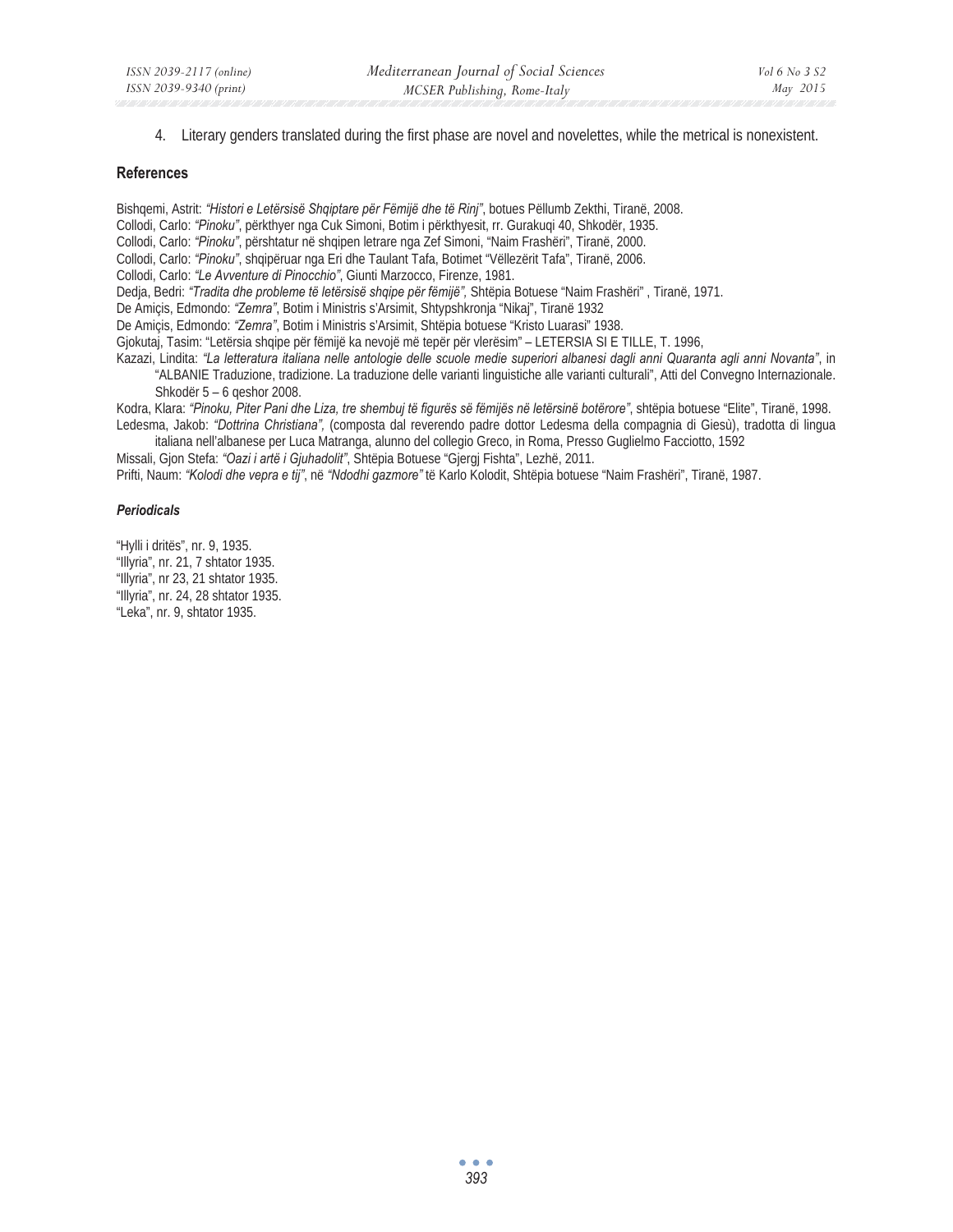4. Literary genders translated during the first phase are novel and novelettes, while the metrical is nonexistent.

## References

Bishqemi, Astrit: *"Histori e Letërsisë Shqiptare për Fëmijë dhe të Rinj"*, botues Pëllumb Zekthi, Tiranë, 2008.

Collodi, Carlo: *"Pinoku"*, përkthyer nga Cuk Simoni, Botim i përkthyesit, rr. Gurakuqi 40, Shkodër, 1935.

Collodi, Carlo: *"Pinoku"*, përshtatur në shqipen letrare nga Zef Simoni, "Naim Frashëri", Tiranë, 2000.

Collodi, Carlo: *"Pinoku"*, shqipëruar nga Eri dhe Taulant Tafa, Botimet "Vëllezërit Tafa", Tiranë, 2006.

Collodi, Carlo: *"Le Avventure di Pinocchio"*, Giunti Marzocco, Firenze, 1981.

Dedja, Bedri: *"Tradita dhe probleme të letërsisë shqipe për fëmijë"*, Shtëpia Botuese "Naim Frashëri" , Tiranë, 1971.

De Amiçis, Edmondo: *"Zemra"*, Botim i Ministris s'Arsimit, Shtypshkronja "Nikaj", Tiranë 1932

De Amiçis, Edmondo: *"Zemra"*, Botim i Ministris s'Arsimit, Shtëpia botuese "Kristo Luarasi" 1938.

Gjokutaj, Tasim: "Letërsia shqipe për fëmijë ka nevojë më tepër për vlerësim" – LETERSIA SI E TILLE, T. 1996,

Kazazi, Lindita: *"La letteratura italiana nelle antologie delle scuole medie superiori albanesi dagli anni Quaranta agli anni Novanta"*, in "ALBANIE Traduzione, tradizione. La traduzione delle varianti linguistiche alle varianti culturali", Atti del Convegno Internazionale. Shkodër 5 – 6 qeshor 2008.

Kodra, Klara: *"Pinoku, Piter Pani dhe Liza, tre shembuj të figurës së fëmijës në letërsinë botërore"*, shtëpia botuese "Elite", Tiranë, 1998.

Ledesma, Jakob: *"Dottrina Christiana"*, (composta dal reverendo padre dottor Ledesma della compagnia di Giesù), tradotta di lingua italiana nell'albanese per Luca Matranga, alunno del collegio Greco, in Roma, Presso Guglielmo Facciotto, 1592

Missali, Gjon Stefa: *"Oazi i artë i Gjuhadolit"*, Shtëpia Botuese "Gjergj Fishta", Lezhë, 2011.

Prifti, Naum: *"Kolodi dhe vepra e tij"*, në *"Ndodhi gazmore"* të Karlo Kolodit, Shtëpia botuese "Naim Frashëri", Tiranë, 1987.

### *Periodicals*

"Hylli i dritës", nr. 9, 1935.

"Illyria", nr. 21, 7 shtator 1935.

"Illyria", nr 23, 21 shtator 1935.

"Illyria", nr. 24, 28 shtator 1935.

"Leka", nr. 9, shtator 1935.